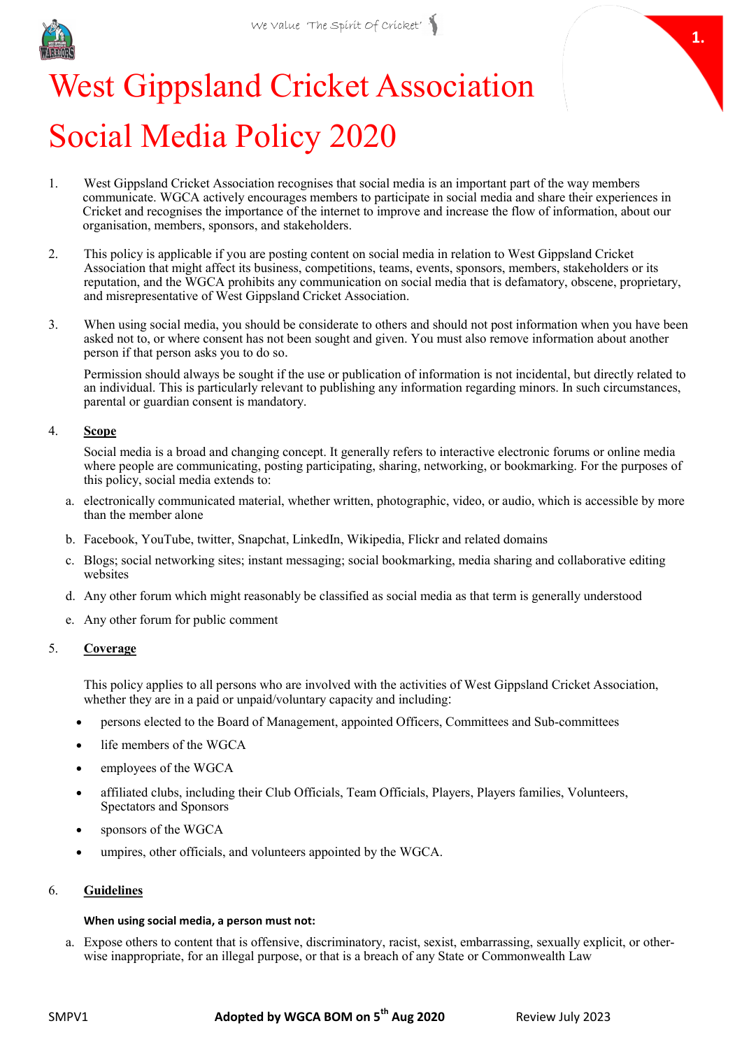# West Gippsland Cricket Association

# Social Media Policy 2020

1. West Gippsland Cricket Association recognises that social media is an important part of the way members communicate. WGCA actively encourages members to participate in social media and share their experiences in Cricket and recognises the importance of the internet to improve and increase the flow of information, about our organisation, members, sponsors, and stakeholders.

2. This policy is applicable if you are posting content on social media in relation to West Gippsland Cricket Association that might affect its business, competitions, teams, events, sponsors, members, stakeholders or its reputation, and the WGCA prohibits any communication on social media that is defamatory, obscene, proprietary, and misrepresentative of West Gippsland Cricket Association.

3. When using social media, you should be considerate to others and should not post information when you have been asked not to, or where consent has not been sought and given. You must also remove information about another person if that person asks you to do so.

   Permission should always be sought if the use or publication of information is not incidental, but directly related to an individual. This is particularly relevant to publishing any information regarding minors. In such circumstances, parental or guardian consent is mandatory.

4. **Scope**

   Social media is a broad and changing concept. It generally refers to interactive electronic forums or online media where people are communicating, posting participating, sharing, networking, or bookmarking. For the purposes of this policy, social media extends to:

   a. electronically communicated material, whether written, photographic, video, or audio, which is accessible by more than the member alone
   b. Facebook, YouTube, twitter, Snapchat, LinkedIn, Wikipedia, Flickr and related domains
   c. Blogs; social networking sites; instant messaging; social bookmarking, media sharing and collaborative editing websites
   d. Any other forum which might reasonably be classified as social media as that term is generally understood
   e. Any other forum for public comment

5. **Coverage**

   This policy applies to all persons who are involved with the activities of West Gippsland Cricket Association, whether they are in a paid or unpaid/voluntary capacity and including:

   - persons elected to the Board of Management, appointed Officers, Committees and Sub-committees
   - life members of the WGCA
   - employees of the WGCA
   - affiliated clubs, including their Club Officials, Team Officials, Players, Players families, Volunteers, Spectators and Sponsors
   - sponsors of the WGCA
   - umpires, other officials, and volunteers appointed by the WGCA.

6. **Guidelines**

   **When using social media, a person must not:**

   a. Expose others to content that is offensive, discriminatory, racist, sexist, embarrassing, sexually explicit, or otherwise inappropriate, for an illegal purpose, or that is a breach of any State or Commonwealth Law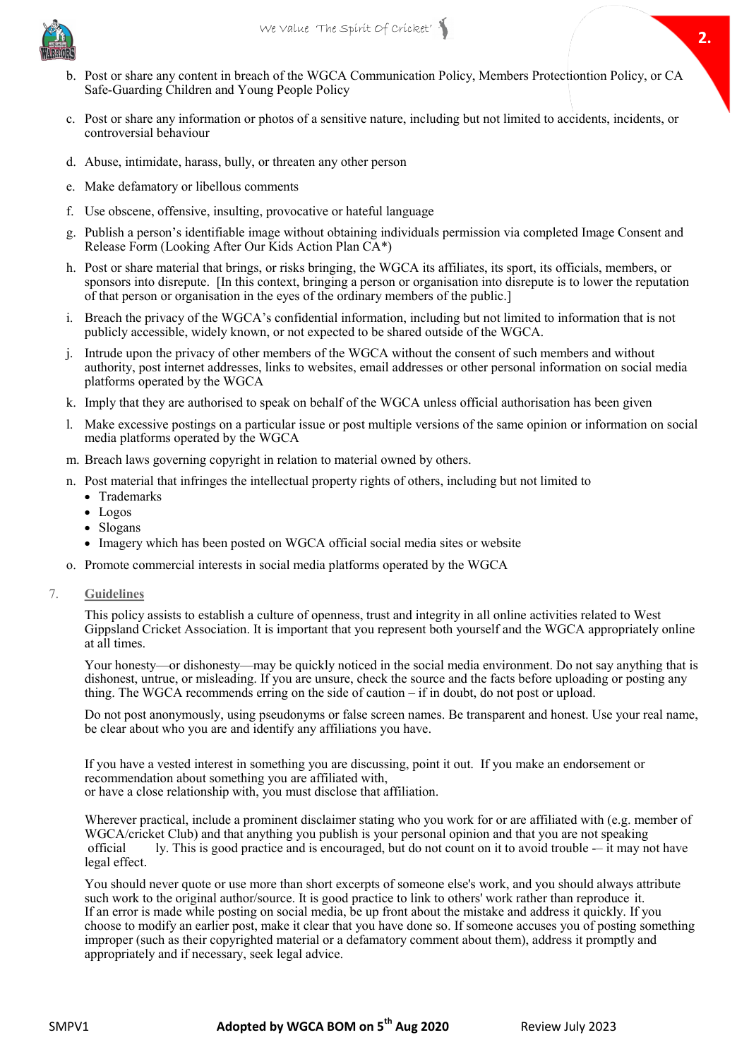b. Post or share any content in breach of the WGCA Communication Policy, Members Protectiontion Policy, or CA Safe-Guarding Children and Young People Policy

c. Post or share any information or photos of a sensitive nature, including but not limited to accidents, incidents, or controversial behaviour

d. Abuse, intimidate, harass, bully, or threaten any other person

e. Make defamatory or libellous comments

f. Use obscene, offensive, insulting, provocative or hateful language

g. Publish a person's identifiable image without obtaining individuals permission via completed Image Consent and Release Form (Looking After Our Kids Action Plan CA*)

h. Post or share material that brings, or risks bringing, the WGCA its affiliates, its sport, its officials, members, or sponsors into disrepute. [In this context, bringing a person or organisation into disrepute is to lower the reputation of that person or organisation in the eyes of the ordinary members of the public.]

i. Breach the privacy of the WGCA's confidential information, including but not limited to information that is not publicly accessible, widely known, or not expected to be shared outside of the WGCA.

j. Intrude upon the privacy of other members of the WGCA without the consent of such members and without authority, post internet addresses, links to websites, email addresses or other personal information on social media platforms operated by the WGCA

k. Imply that they are authorised to speak on behalf of the WGCA unless official authorisation has been given

l. Make excessive postings on a particular issue or post multiple versions of the same opinion or information on social media platforms operated by the WGCA

m. Breach laws governing copyright in relation to material owned by others.

n. Post material that infringes the intellectual property rights of others, including but not limited to
   - Trademarks
   - Logos
   - Slogans
   - Imagery which has been posted on WGCA official social media sites or website

o. Promote commercial interests in social media platforms operated by the WGCA

7. **Guidelines**

This policy assists to establish a culture of openness, trust and integrity in all online activities related to West Gippsland Cricket Association. It is important that you represent both yourself and the WGCA appropriately online at all times.

Your honesty—or dishonesty—may be quickly noticed in the social media environment. Do not say anything that is dishonest, untrue, or misleading. If you are unsure, check the source and the facts before uploading or posting any thing. The WGCA recommends erring on the side of caution – if in doubt, do not post or upload.

Do not post anonymously, using pseudonyms or false screen names. Be transparent and honest. Use your real name, be clear about who you are and identify any affiliations you have.

If you have a vested interest in something you are discussing, point it out. If you make an endorsement or recommendation about something you are affiliated with,
or have a close relationship with, you must disclose that affiliation.

Wherever practical, include a prominent disclaimer stating who you work for or are affiliated with (e.g. member of WGCA/cricket Club) and that anything you publish is your personal opinion and that you are not speaking official ly. This is good practice and is encouraged, but do not count on it to avoid trouble -– it may not have legal effect.

You should never quote or use more than short excerpts of someone else's work, and you should always attribute such work to the original author/source. It is good practice to link to others' work rather than reproduce it.
If an error is made while posting on social media, be up front about the mistake and address it quickly. If you choose to modify an earlier post, make it clear that you have done so. If someone accuses you of posting something improper (such as their copyrighted material or a defamatory comment about them), address it promptly and appropriately and if necessary, seek legal advice.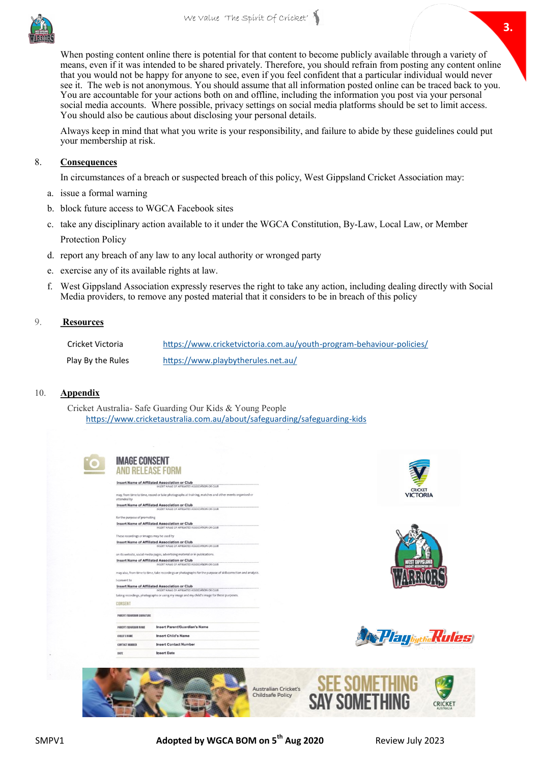When posting content online there is potential for that content to become publicly available through a variety of means, even if it was intended to be shared privately. Therefore, you should refrain from posting any content online that you would not be happy for anyone to see, even if you feel confident that a particular individual would never see it. The web is not anonymous. You should assume that all information posted online can be traced back to you. You are accountable for your actions both on and offline, including the information you post via your personal social media accounts. Where possible, privacy settings on social media platforms should be set to limit access. You should also be cautious about disclosing your personal details.

Always keep in mind that what you write is your responsibility, and failure to abide by these guidelines could put your membership at risk.

## 8. Consequences

In circumstances of a breach or suspected breach of this policy, West Gippsland Cricket Association may:

a. issue a formal warning
b. block future access to WGCA Facebook sites
c. take any disciplinary action available to it under the WGCA Constitution, By-Law, Local Law, or Member Protection Policy
d. report any breach of any law to any local authority or wronged party
e. exercise any of its available rights at law.
f. West Gippsland Association expressly reserves the right to take any action, including dealing directly with Social Media providers, to remove any posted material that it considers to be in breach of this policy

## 9. Resources

| | |
|---|---|
| Cricket Victoria | https://www.cricketvictoria.com.au/youth-program-behaviour-policies/ |
| Play By the Rules | https://www.playbytherules.net.au/ |

## 10. Appendix

Cricket Australia- Safe Guarding Our Kids & Young People
https://www.cricketaustralia.com.au/about/safeguarding/safeguarding-kids

**IMAGE CONSENT AND RELEASE FORM**

Insert Name of Affiliated Association or Club

may, from time to time, record or take photographs at training, matches and other events organised or attended by

Insert Name of Affiliated Association or Club

for the purpose of promoting

Insert Name of Affiliated Association or Club

These recordings or images may be used by

Insert Name of Affiliated Association or Club

on its website, social media pages, advertising material or in publications.

Insert Name of Affiliated Association or Club

may also, from time to time, take recordings or photographs for the purpose of skill correction and analysis.

I consent to

Insert Name of Affiliated Association or Club

taking recordings, photographs or using my image and my child's image for these purposes.

CONSENT

| | |
|---|---|
| PARENT/GUARDIAN SIGNATURE | |
| PARENT/GUARDIAN NAME | Insert Parent/Guardian's Name |
| CHILD'S NAME | Insert Child's Name |
| CONTACT NUMBER | Insert Contact Number |
| DATE | Insert Date |

Australian Cricket's Childsafe Policy

SEE SOMETHING SAY SOMETHING

SMPV1 | Adopted by WGCA BOM on 5th Aug 2020 | Review July 2023